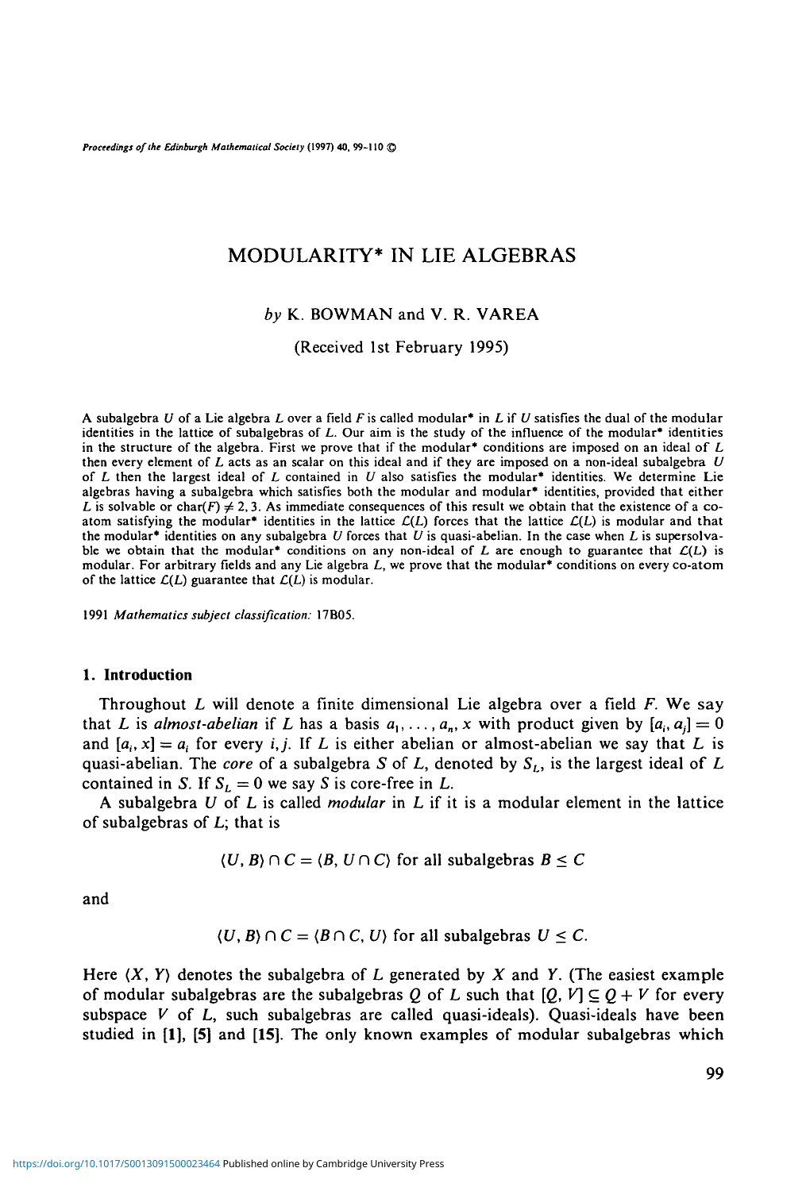# MODULARITY* IN LIE ALGEBRAS

*by* K. BOWMAN and V. R. VAREA

(Received 1st February 1995)

A subalgebra $U$ of a Lie algebra $L$ over a field $F$ is called modular* in $L$ if $U$ satisfies the dual of the modular identities in the lattice of subalgebras of $L$. Our aim is the study of the influence of the modular* identities in the structure of the algebra. First we prove that if the modular* conditions are imposed on an ideal of $L$ then every element of $L$ acts as an scalar on this ideal and if they are imposed on a non-ideal subalgebra $U$ of $L$ then the largest ideal of $L$ contained in $U$ also satisfies the modular* identities. We determine Lie algebras having a subalgebra which satisfies both the modular and modular* identities, provided that either $L$ is solvable or $\text{char}(F) \neq 2, 3$. As immediate consequences of this result we obtain that the existence of a co-atom satisfying the modular* identities in the lattice $\mathcal{L}(L)$ forces that the lattice $\mathcal{L}(L)$ is modular and that the modular* identities on any subalgebra $U$ forces that $U$ is quasi-abelian. In the case when $L$ is supersolvable we obtain that the modular* conditions on any non-ideal of $L$ are enough to guarantee that $\mathcal{L}(L)$ is modular. For arbitrary fields and any Lie algebra $L$, we prove that the modular* conditions on every co-atom of the lattice $\mathcal{L}(L)$ guarantee that $\mathcal{L}(L)$ is modular.

1991 *Mathematics subject classification:* 17B05.

## 1. Introduction

Throughout $L$ will denote a finite dimensional Lie algebra over a field $F$. We say that $L$ is *almost-abelian* if $L$ has a basis $a_1, \ldots, a_n, x$ with product given by $[a_i, a_j] = 0$ and $[a_i, x] = a_i$ for every $i, j$. If $L$ is either abelian or almost-abelian we say that $L$ is quasi-abelian. The *core* of a subalgebra $S$ of $L$, denoted by $S_L$, is the largest ideal of $L$ contained in $S$. If $S_L = 0$ we say $S$ is core-free in $L$.

A subalgebra $U$ of $L$ is called *modular* in $L$ if it is a modular element in the lattice of subalgebras of $L$; that is

$$\langle U, B \rangle \cap C = \langle B, U \cap C \rangle \text{ for all subalgebras } B \leq C$$

and

$$\langle U, B \rangle \cap C = \langle B \cap C, U \rangle \text{ for all subalgebras } U \leq C.$$

Here $\langle X, Y \rangle$ denotes the subalgebra of $L$ generated by $X$ and $Y$. (The easiest example of modular subalgebras are the subalgebras $Q$ of $L$ such that $[Q, V] \subseteq Q + V$ for every subspace $V$ of $L$, such subalgebras are called quasi-ideals). Quasi-ideals have been studied in **[1]**, **[5]** and **[15]**. The only known examples of modular subalgebras which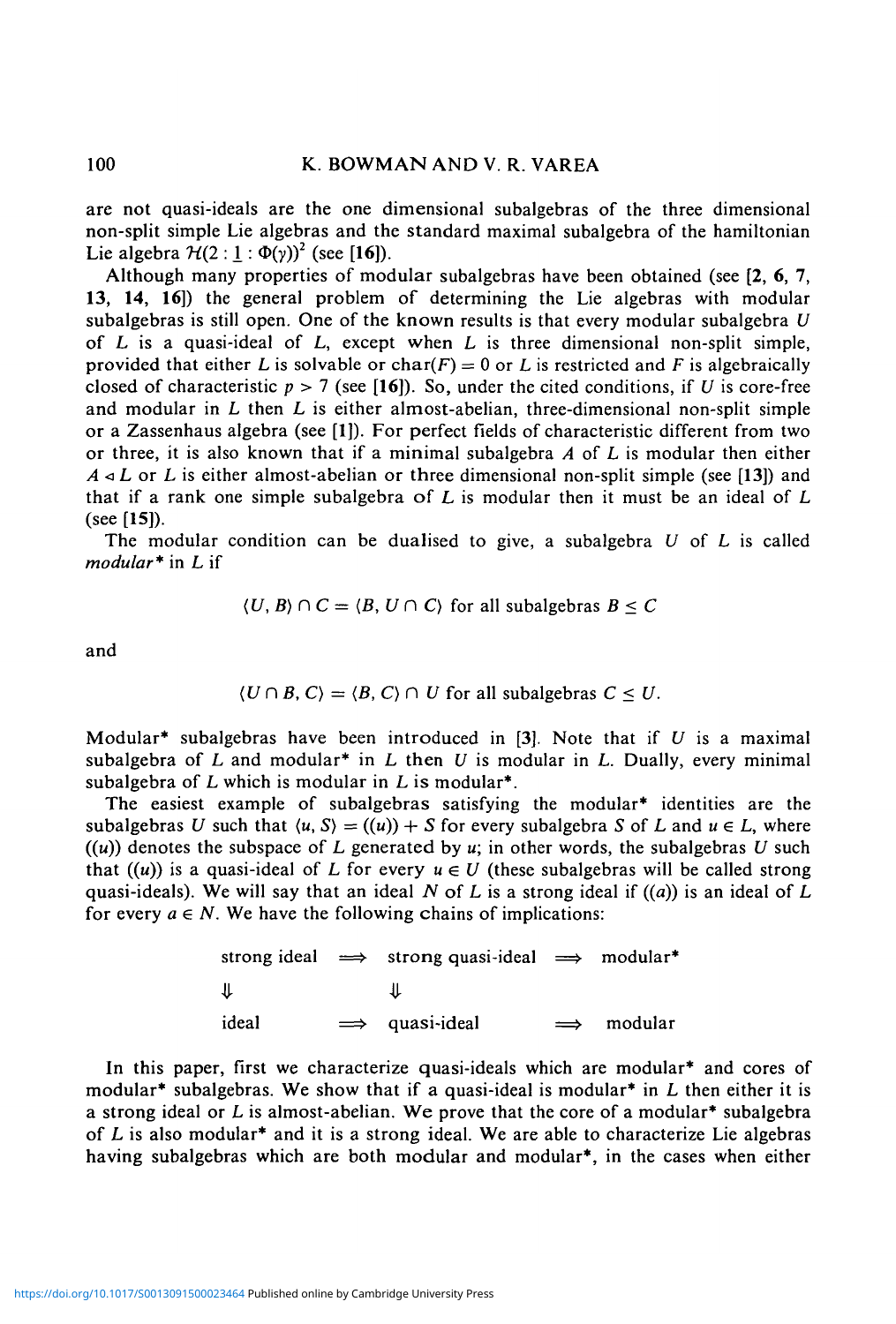are not quasi-ideals are the one dimensional subalgebras of the three dimensional non-split simple Lie algebras and the standard maximal subalgebra of the hamiltonian Lie algebra $\mathcal{H}(2:\underline{1}:\Phi(\gamma))^2$ (see [16]).

Although many properties of modular subalgebras have been obtained (see [2, 6, 7, 13, 14, 16]) the general problem of determining the Lie algebras with modular subalgebras is still open. One of the known results is that every modular subalgebra $U$ of $L$ is a quasi-ideal of $L$, except when $L$ is three dimensional non-split simple, provided that either $L$ is solvable or $\text{char}(F) = 0$ or $L$ is restricted and $F$ is algebraically closed of characteristic $p > 7$ (see [16]). So, under the cited conditions, if $U$ is core-free and modular in $L$ then $L$ is either almost-abelian, three-dimensional non-split simple or a Zassenhaus algebra (see [1]). For perfect fields of characteristic different from two or three, it is also known that if a minimal subalgebra $A$ of $L$ is modular then either $A \lhd L$ or $L$ is either almost-abelian or three dimensional non-split simple (see [13]) and that if a rank one simple subalgebra of $L$ is modular then it must be an ideal of $L$ (see [15]).

The modular condition can be dualised to give, a subalgebra $U$ of $L$ is called *modular\** in $L$ if

$$\langle U, B\rangle \cap C = \langle B, U \cap C\rangle \text{ for all subalgebras } B \leq C$$

and

$$\langle U \cap B, C\rangle = \langle B, C\rangle \cap U \text{ for all subalgebras } C \leq U.$$

Modular* subalgebras have been introduced in [3]. Note that if $U$ is a maximal subalgebra of $L$ and modular* in $L$ then $U$ is modular in $L$. Dually, every minimal subalgebra of $L$ which is modular in $L$ is modular*.

The easiest example of subalgebras satisfying the modular* identities are the subalgebras $U$ such that $\langle u, S\rangle = ((u)) + S$ for every subalgebra $S$ of $L$ and $u \in L$, where $((u))$ denotes the subspace of $L$ generated by $u$; in other words, the subalgebras $U$ such that $((u))$ is a quasi-ideal of $L$ for every $u \in U$ (these subalgebras will be called strong quasi-ideals). We will say that an ideal $N$ of $L$ is a strong ideal if $((a))$ is an ideal of $L$ for every $a \in N$. We have the following chains of implications:

$$\begin{array}{ccccc}
\text{strong ideal} & \Longrightarrow & \text{strong quasi-ideal} & \Longrightarrow & \text{modular*} \\
\Downarrow & & \Downarrow & & \\
\text{ideal} & \Longrightarrow & \text{quasi-ideal} & \Longrightarrow & \text{modular}
\end{array}$$

In this paper, first we characterize quasi-ideals which are modular* and cores of modular* subalgebras. We show that if a quasi-ideal is modular* in $L$ then either it is a strong ideal or $L$ is almost-abelian. We prove that the core of a modular* subalgebra of $L$ is also modular* and it is a strong ideal. We are able to characterize Lie algebras having subalgebras which are both modular and modular*, in the cases when either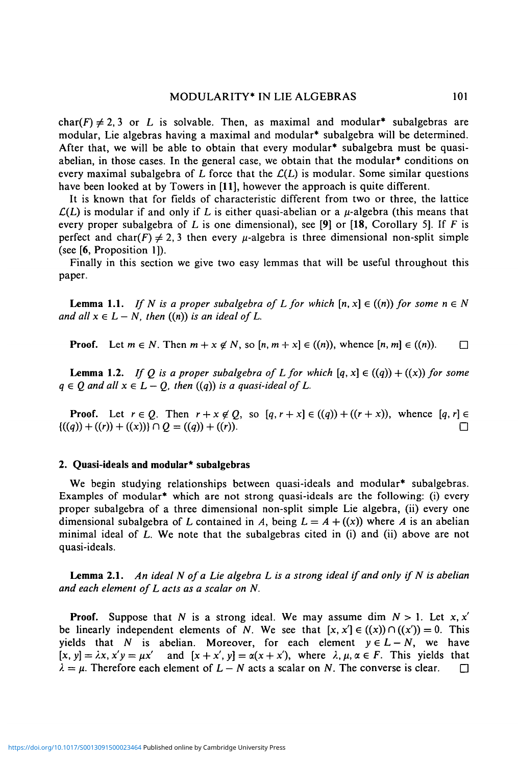char($F$) $\neq 2, 3$ or $L$ is solvable. Then, as maximal and modular* subalgebras are modular, Lie algebras having a maximal and modular* subalgebra will be determined. After that, we will be able to obtain that every modular* subalgebra must be quasi-abelian, in those cases. In the general case, we obtain that the modular* conditions on every maximal subalgebra of $L$ force that the $\mathcal{L}(L)$ is modular. Some similar questions have been looked at by Towers in [11], however the approach is quite different.

It is known that for fields of characteristic different from two or three, the lattice $\mathcal{L}(L)$ is modular if and only if $L$ is either quasi-abelian or a $\mu$-algebra (this means that every proper subalgebra of $L$ is one dimensional), see [9] or [18, Corollary 5]. If $F$ is perfect and char($F$) $\neq 2, 3$ then every $\mu$-algebra is three dimensional non-split simple (see [6, Proposition 1]).

Finally in this section we give two easy lemmas that will be useful throughout this paper.

**Lemma 1.1.** *If $N$ is a proper subalgebra of $L$ for which $[n, x] \in ((n))$ for some $n \in N$ and all $x \in L - N$, then $((n))$ is an ideal of $L$.*

**Proof.** Let $m \in N$. Then $m + x \notin N$, so $[n, m + x] \in ((n))$, whence $[n, m] \in ((n))$. □

**Lemma 1.2.** *If $Q$ is a proper subalgebra of $L$ for which $[q, x] \in ((q)) + ((x))$ for some $q \in Q$ and all $x \in L - Q$, then $((q))$ is a quasi-ideal of $L$.*

**Proof.** Let $r \in Q$. Then $r + x \notin Q$, so $[q, r + x] \in ((q)) + ((r + x))$, whence $[q, r] \in \{((q)) + ((r)) + ((x))\} \cap Q = ((q)) + ((r))$. □

## 2. Quasi-ideals and modular* subalgebras

We begin studying relationships between quasi-ideals and modular* subalgebras. Examples of modular* which are not strong quasi-ideals are the following: (i) every proper subalgebra of a three dimensional non-split simple Lie algebra, (ii) every one dimensional subalgebra of $L$ contained in $A$, being $L = A + ((x))$ where $A$ is an abelian minimal ideal of $L$. We note that the subalgebras cited in (i) and (ii) above are not quasi-ideals.

**Lemma 2.1.** *An ideal $N$ of a Lie algebra $L$ is a strong ideal if and only if $N$ is abelian and each element of $L$ acts as a scalar on $N$.*

**Proof.** Suppose that $N$ is a strong ideal. We may assume dim $N > 1$. Let $x, x'$ be linearly independent elements of $N$. We see that $[x, x'] \in ((x)) \cap ((x')) = 0$. This yields that $N$ is abelian. Moreover, for each element $y \in L - N$, we have $[x, y] = \lambda x, x'y = \mu x'$ and $[x + x', y] = \alpha(x + x')$, where $\lambda, \mu, \alpha \in F$. This yields that $\lambda = \mu$. Therefore each element of $L - N$ acts a scalar on $N$. The converse is clear. □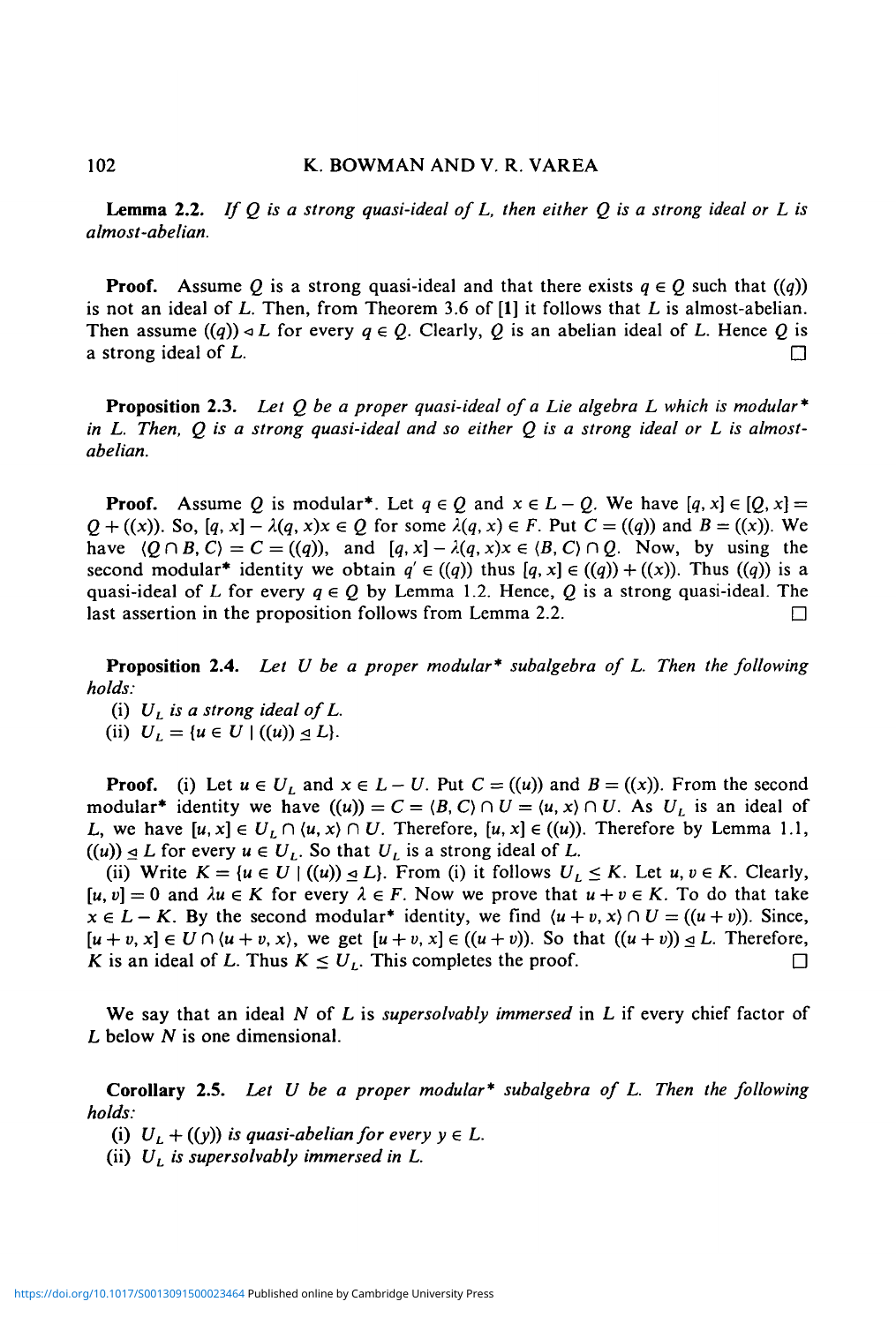**Lemma 2.2.** *If $Q$ is a strong quasi-ideal of $L$, then either $Q$ is a strong ideal or $L$ is almost-abelian.*

**Proof.** Assume $Q$ is a strong quasi-ideal and that there exists $q \in Q$ such that $((q))$ is not an ideal of $L$. Then, from Theorem 3.6 of [**1**] it follows that $L$ is almost-abelian. Then assume $((q)) \lhd L$ for every $q \in Q$. Clearly, $Q$ is an abelian ideal of $L$. Hence $Q$ is a strong ideal of $L$. □

**Proposition 2.3.** *Let $Q$ be a proper quasi-ideal of a Lie algebra $L$ which is modular\* in $L$. Then, $Q$ is a strong quasi-ideal and so either $Q$ is a strong ideal or $L$ is almost-abelian.*

**Proof.** Assume $Q$ is modular*. Let $q \in Q$ and $x \in L - Q$. We have $[q, x] \in [Q, x] = Q + ((x))$. So, $[q, x] - \lambda(q, x)x \in Q$ for some $\lambda(q, x) \in F$. Put $C = ((q))$ and $B = ((x))$. We have $\langle Q \cap B, C \rangle = C = ((q))$, and $[q, x] - \lambda(q, x)x \in \langle B, C \rangle \cap Q$. Now, by using the second modular* identity we obtain $q' \in ((q))$ thus $[q, x] \in ((q)) + ((x))$. Thus $((q))$ is a quasi-ideal of $L$ for every $q \in Q$ by Lemma 1.2. Hence, $Q$ is a strong quasi-ideal. The last assertion in the proposition follows from Lemma 2.2. □

**Proposition 2.4.** *Let $U$ be a proper modular\* subalgebra of $L$. Then the following holds:*

(i) *$U_L$ is a strong ideal of $L$.*
(ii) *$U_L = \{u \in U \mid ((u)) \trianglelefteq L\}$.*

**Proof.** (i) Let $u \in U_L$ and $x \in L - U$. Put $C = ((u))$ and $B = ((x))$. From the second modular* identity we have $((u)) = C = \langle B, C \rangle \cap U = \langle u, x \rangle \cap U$. As $U_L$ is an ideal of $L$, we have $[u, x] \in U_L \cap \langle u, x \rangle \cap U$. Therefore, $[u, x] \in ((u))$. Therefore by Lemma 1.1, $((u)) \trianglelefteq L$ for every $u \in U_L$. So that $U_L$ is a strong ideal of $L$.

(ii) Write $K = \{u \in U \mid ((u)) \trianglelefteq L\}$. From (i) it follows $U_L \leq K$. Let $u, v \in K$. Clearly, $[u, v] = 0$ and $\lambda u \in K$ for every $\lambda \in F$. Now we prove that $u + v \in K$. To do that take $x \in L - K$. By the second modular* identity, we find $\langle u + v, x \rangle \cap U = ((u + v))$. Since, $[u + v, x] \in U \cap \langle u + v, x \rangle$, we get $[u + v, x] \in ((u + v))$. So that $((u + v)) \trianglelefteq L$. Therefore, $K$ is an ideal of $L$. Thus $K \leq U_L$. This completes the proof. □

We say that an ideal $N$ of $L$ is *supersolvably immersed* in $L$ if every chief factor of $L$ below $N$ is one dimensional.

**Corollary 2.5.** *Let $U$ be a proper modular\* subalgebra of $L$. Then the following holds:*

(i) *$U_L + ((y))$ is quasi-abelian for every $y \in L$.*
(ii) *$U_L$ is supersolvably immersed in $L$.*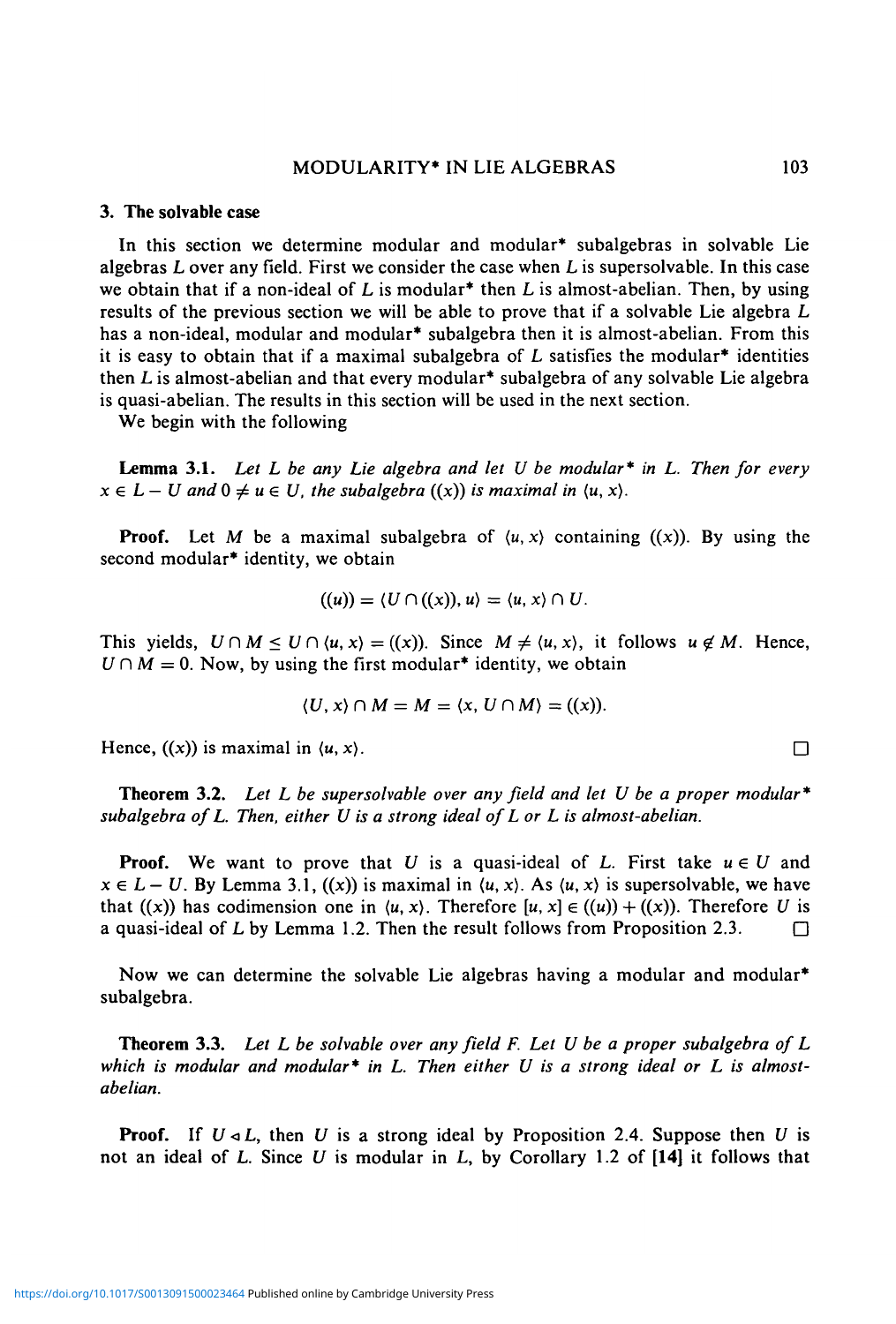## 3. The solvable case

In this section we determine modular and modular* subalgebras in solvable Lie algebras $L$ over any field. First we consider the case when $L$ is supersolvable. In this case we obtain that if a non-ideal of $L$ is modular* then $L$ is almost-abelian. Then, by using results of the previous section we will be able to prove that if a solvable Lie algebra $L$ has a non-ideal, modular and modular* subalgebra then it is almost-abelian. From this it is easy to obtain that if a maximal subalgebra of $L$ satisfies the modular* identities then $L$ is almost-abelian and that every modular* subalgebra of any solvable Lie algebra is quasi-abelian. The results in this section will be used in the next section.

We begin with the following

**Lemma 3.1.** *Let $L$ be any Lie algebra and let $U$ be modular* in $L$. Then for every $x \in L - U$ and $0 \neq u \in U$, the subalgebra $((x))$ is maximal in $\langle u, x \rangle$.*

**Proof.** Let $M$ be a maximal subalgebra of $\langle u, x \rangle$ containing $((x))$. By using the second modular* identity, we obtain

$$((u)) = \langle U \cap ((x)), u \rangle = \langle u, x \rangle \cap U.$$

This yields, $U \cap M \leq U \cap \langle u, x \rangle = ((x))$. Since $M \neq \langle u, x \rangle$, it follows $u \notin M$. Hence, $U \cap M = 0$. Now, by using the first modular* identity, we obtain

$$\langle U, x \rangle \cap M = M = \langle x, U \cap M \rangle = ((x)).$$

Hence, $((x))$ is maximal in $\langle u, x \rangle$. $\square$

**Theorem 3.2.** *Let $L$ be supersolvable over any field and let $U$ be a proper modular* subalgebra of $L$. Then, either $U$ is a strong ideal of $L$ or $L$ is almost-abelian.*

**Proof.** We want to prove that $U$ is a quasi-ideal of $L$. First take $u \in U$ and $x \in L - U$. By Lemma 3.1, $((x))$ is maximal in $\langle u, x \rangle$. As $\langle u, x \rangle$ is supersolvable, we have that $((x))$ has codimension one in $\langle u, x \rangle$. Therefore $[u, x] \in ((u)) + ((x))$. Therefore $U$ is a quasi-ideal of $L$ by Lemma 1.2. Then the result follows from Proposition 2.3. $\square$

Now we can determine the solvable Lie algebras having a modular and modular* subalgebra.

**Theorem 3.3.** *Let $L$ be solvable over any field $F$. Let $U$ be a proper subalgebra of $L$ which is modular and modular* in $L$. Then either $U$ is a strong ideal or $L$ is almost-abelian.*

**Proof.** If $U \triangleleft L$, then $U$ is a strong ideal by Proposition 2.4. Suppose then $U$ is not an ideal of $L$. Since $U$ is modular in $L$, by Corollary 1.2 of **[14]** it follows that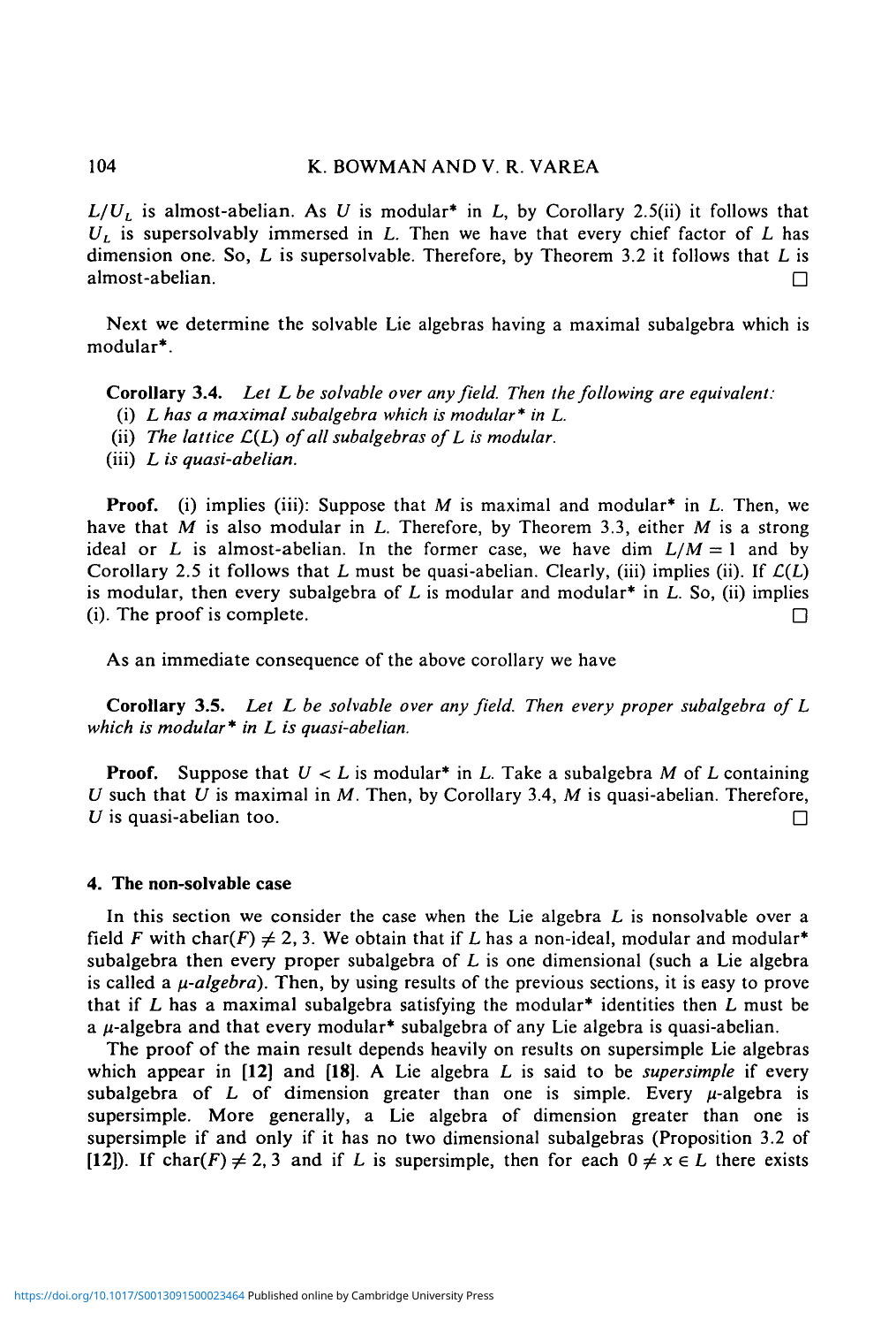$L/U_L$ is almost-abelian. As $U$ is modular* in $L$, by Corollary 2.5(ii) it follows that $U_L$ is supersolvably immersed in $L$. Then we have that every chief factor of $L$ has dimension one. So, $L$ is supersolvable. Therefore, by Theorem 3.2 it follows that $L$ is almost-abelian. □

Next we determine the solvable Lie algebras having a maximal subalgebra which is modular*.

**Corollary 3.4.** *Let $L$ be solvable over any field. Then the following are equivalent:*

(i) *$L$ has a maximal subalgebra which is modular* in $L$.*
(ii) *The lattice $\mathcal{L}(L)$ of all subalgebras of $L$ is modular.*
(iii) *$L$ is quasi-abelian.*

**Proof.** (i) implies (iii): Suppose that $M$ is maximal and modular* in $L$. Then, we have that $M$ is also modular in $L$. Therefore, by Theorem 3.3, either $M$ is a strong ideal or $L$ is almost-abelian. In the former case, we have $\dim L/M = 1$ and by Corollary 2.5 it follows that $L$ must be quasi-abelian. Clearly, (iii) implies (ii). If $\mathcal{L}(L)$ is modular, then every subalgebra of $L$ is modular and modular* in $L$. So, (ii) implies (i). The proof is complete. □

As an immediate consequence of the above corollary we have

**Corollary 3.5.** *Let $L$ be solvable over any field. Then every proper subalgebra of $L$ which is modular* in $L$ is quasi-abelian.*

**Proof.** Suppose that $U < L$ is modular* in $L$. Take a subalgebra $M$ of $L$ containing $U$ such that $U$ is maximal in $M$. Then, by Corollary 3.4, $M$ is quasi-abelian. Therefore, $U$ is quasi-abelian too. □

## 4. The non-solvable case

In this section we consider the case when the Lie algebra $L$ is nonsolvable over a field $F$ with $\text{char}(F) \neq 2, 3$. We obtain that if $L$ has a non-ideal, modular and modular* subalgebra then every proper subalgebra of $L$ is one dimensional (such a Lie algebra is called a *$\mu$-algebra*). Then, by using results of the previous sections, it is easy to prove that if $L$ has a maximal subalgebra satisfying the modular* identities then $L$ must be a $\mu$-algebra and that every modular* subalgebra of any Lie algebra is quasi-abelian.

The proof of the main result depends heavily on results on supersimple Lie algebras which appear in **[12]** and **[18]**. A Lie algebra $L$ is said to be *supersimple* if every subalgebra of $L$ of dimension greater than one is simple. Every $\mu$-algebra is supersimple. More generally, a Lie algebra of dimension greater than one is supersimple if and only if it has no two dimensional subalgebras (Proposition 3.2 of **[12]**). If $\text{char}(F) \neq 2, 3$ and if $L$ is supersimple, then for each $0 \neq x \in L$ there exists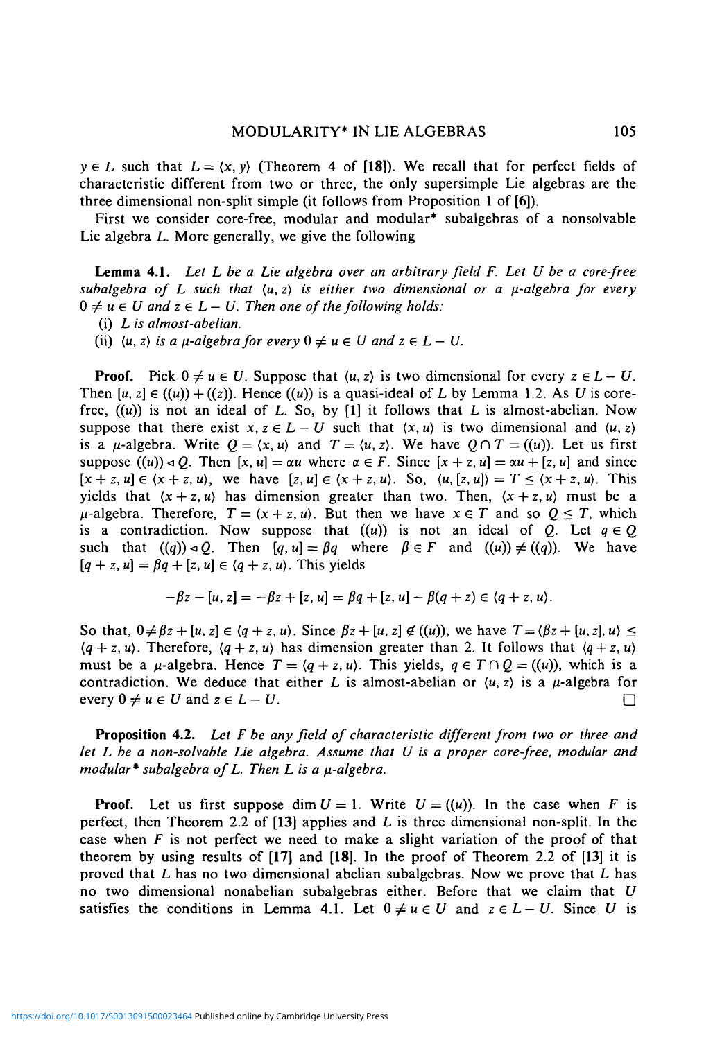$y \in L$ such that $L = \langle x, y \rangle$ (Theorem 4 of **[18]**). We recall that for perfect fields of characteristic different from two or three, the only supersimple Lie algebras are the three dimensional non-split simple (it follows from Proposition 1 of **[6]**).

First we consider core-free, modular and modular* subalgebras of a nonsolvable Lie algebra $L$. More generally, we give the following

**Lemma 4.1.** *Let $L$ be a Lie algebra over an arbitrary field $F$. Let $U$ be a core-free subalgebra of $L$ such that $\langle u, z \rangle$ is either two dimensional or a $\mu$-algebra for every $0 \neq u \in U$ and $z \in L - U$. Then one of the following holds:*

(i) *$L$ is almost-abelian.*

(ii) *$\langle u, z \rangle$ is a $\mu$-algebra for every $0 \neq u \in U$ and $z \in L - U$.*

**Proof.** Pick $0 \neq u \in U$. Suppose that $\langle u, z \rangle$ is two dimensional for every $z \in L - U$. Then $[u, z] \in ((u)) + ((z))$. Hence $((u))$ is a quasi-ideal of $L$ by Lemma 1.2. As $U$ is core-free, $((u))$ is not an ideal of $L$. So, by **[1]** it follows that $L$ is almost-abelian. Now suppose that there exist $x, z \in L - U$ such that $\langle x, u \rangle$ is two dimensional and $\langle u, z \rangle$ is a $\mu$-algebra. Write $Q = \langle x, u \rangle$ and $T = \langle u, z \rangle$. We have $Q \cap T = ((u))$. Let us first suppose $((u)) \lhd Q$. Then $[x, u] = \alpha u$ where $\alpha \in F$. Since $[x + z, u] = \alpha u + [z, u]$ and since $[x + z, u] \in \langle x + z, u \rangle$, we have $[z, u] \in \langle x + z, u \rangle$. So, $\langle u, [z, u] \rangle = T \leq \langle x + z, u \rangle$. This yields that $\langle x + z, u \rangle$ has dimension greater than two. Then, $\langle x + z, u \rangle$ must be a $\mu$-algebra. Therefore, $T = \langle x + z, u \rangle$. But then we have $x \in T$ and so $Q \leq T$, which is a contradiction. Now suppose that $((u))$ is not an ideal of $Q$. Let $q \in Q$ such that $((q)) \lhd Q$. Then $[q, u] = \beta q$ where $\beta \in F$ and $((u)) \neq ((q))$. We have $[q + z, u] = \beta q + [z, u] \in \langle q + z, u \rangle$. This yields

$$-\beta z - [u, z] = -\beta z + [z, u] = \beta q + [z, u] - \beta(q + z) \in \langle q + z, u \rangle.$$

So that, $0 \neq \beta z + [u, z] \in \langle q + z, u \rangle$. Since $\beta z + [u, z] \notin ((u))$, we have $T = \langle \beta z + [u, z], u \rangle \leq \langle q + z, u \rangle$. Therefore, $\langle q + z, u \rangle$ has dimension greater than 2. It follows that $\langle q + z, u \rangle$ must be a $\mu$-algebra. Hence $T = \langle q + z, u \rangle$. This yields, $q \in T \cap Q = ((u))$, which is a contradiction. We deduce that either $L$ is almost-abelian or $\langle u, z \rangle$ is a $\mu$-algebra for every $0 \neq u \in U$ and $z \in L - U$. $\square$

**Proposition 4.2.** *Let $F$ be any field of characteristic different from two or three and let $L$ be a non-solvable Lie algebra. Assume that $U$ is a proper core-free, modular and modular* subalgebra of $L$. Then $L$ is a $\mu$-algebra.*

**Proof.** Let us first suppose $\dim U = 1$. Write $U = ((u))$. In the case when $F$ is perfect, then Theorem 2.2 of **[13]** applies and $L$ is three dimensional non-split. In the case when $F$ is not perfect we need to make a slight variation of the proof of that theorem by using results of **[17]** and **[18]**. In the proof of Theorem 2.2 of **[13]** it is proved that $L$ has no two dimensional abelian subalgebras. Now we prove that $L$ has no two dimensional nonabelian subalgebras either. Before that we claim that $U$ satisfies the conditions in Lemma 4.1. Let $0 \neq u \in U$ and $z \in L - U$. Since $U$ is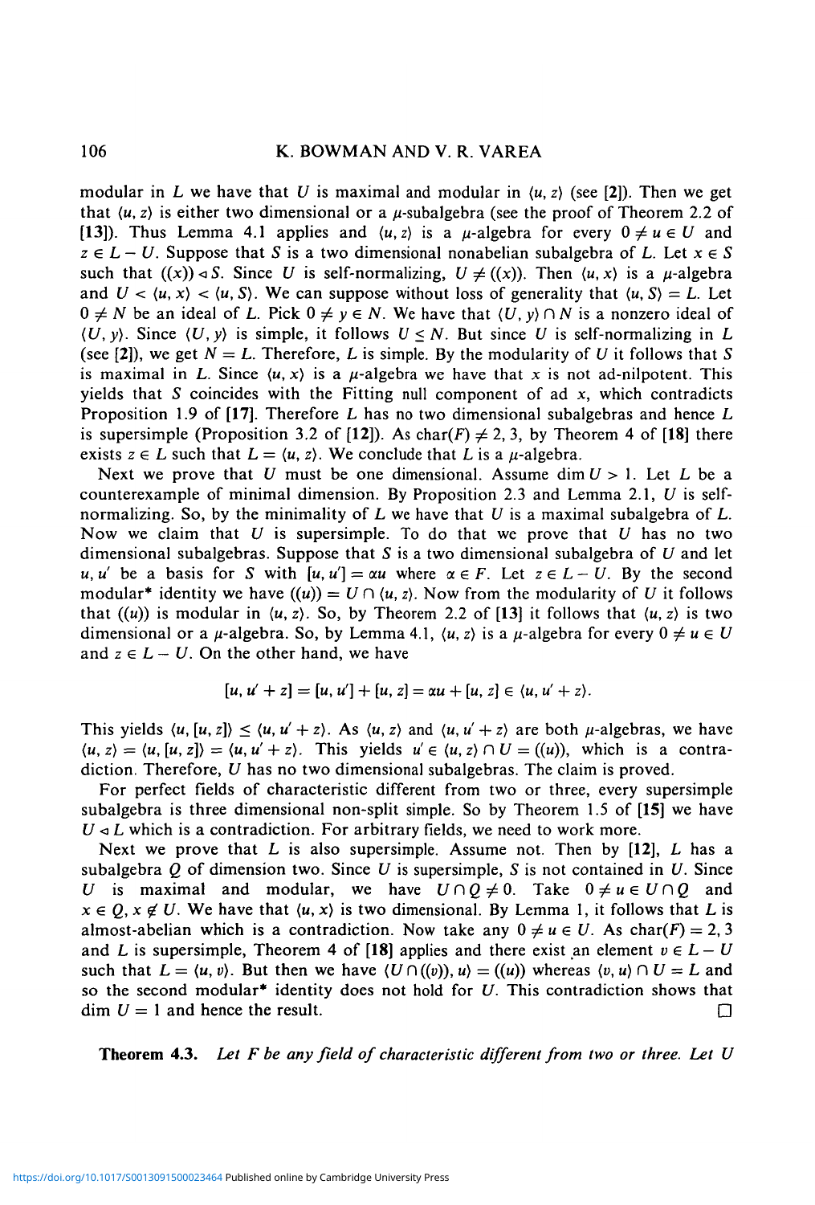modular in $L$ we have that $U$ is maximal and modular in $\langle u, z\rangle$ (see [2]). Then we get that $\langle u, z\rangle$ is either two dimensional or a $\mu$-subalgebra (see the proof of Theorem 2.2 of [13]). Thus Lemma 4.1 applies and $\langle u, z\rangle$ is a $\mu$-algebra for every $0 \neq u \in U$ and $z \in L - U$. Suppose that $S$ is a two dimensional nonabelian subalgebra of $L$. Let $x \in S$ such that $((x)) \lhd S$. Since $U$ is self-normalizing, $U \neq ((x))$. Then $\langle u, x\rangle$ is a $\mu$-algebra and $U < \langle u, x\rangle < \langle u, S\rangle$. We can suppose without loss of generality that $\langle u, S\rangle = L$. Let $0 \neq N$ be an ideal of $L$. Pick $0 \neq y \in N$. We have that $\langle U, y\rangle \cap N$ is a nonzero ideal of $\langle U, y\rangle$. Since $\langle U, y\rangle$ is simple, it follows $U \leq N$. But since $U$ is self-normalizing in $L$ (see [2]), we get $N = L$. Therefore, $L$ is simple. By the modularity of $U$ it follows that $S$ is maximal in $L$. Since $\langle u, x\rangle$ is a $\mu$-algebra we have that $x$ is not ad-nilpotent. This yields that $S$ coincides with the Fitting null component of ad $x$, which contradicts Proposition 1.9 of [17]. Therefore $L$ has no two dimensional subalgebras and hence $L$ is supersimple (Proposition 3.2 of [12]). As $\text{char}(F) \neq 2, 3$, by Theorem 4 of [18] there exists $z \in L$ such that $L = \langle u, z\rangle$. We conclude that $L$ is a $\mu$-algebra.

Next we prove that $U$ must be one dimensional. Assume $\dim U > 1$. Let $L$ be a counterexample of minimal dimension. By Proposition 2.3 and Lemma 2.1, $U$ is self-normalizing. So, by the minimality of $L$ we have that $U$ is a maximal subalgebra of $L$. Now we claim that $U$ is supersimple. To do that we prove that $U$ has no two dimensional subalgebras. Suppose that $S$ is a two dimensional subalgebra of $U$ and let $u, u'$ be a basis for $S$ with $[u, u'] = \alpha u$ where $\alpha \in F$. Let $z \in L - U$. By the second modular* identity we have $((u)) = U \cap \langle u, z\rangle$. Now from the modularity of $U$ it follows that $((u))$ is modular in $\langle u, z\rangle$. So, by Theorem 2.2 of [13] it follows that $\langle u, z\rangle$ is two dimensional or a $\mu$-algebra. So, by Lemma 4.1, $\langle u, z\rangle$ is a $\mu$-algebra for every $0 \neq u \in U$ and $z \in L - U$. On the other hand, we have

$$[u, u' + z] = [u, u'] + [u, z] = \alpha u + [u, z] \in \langle u, u' + z\rangle.$$

This yields $\langle u, [u, z]\rangle \leq \langle u, u' + z\rangle$. As $\langle u, z\rangle$ and $\langle u, u' + z\rangle$ are both $\mu$-algebras, we have $\langle u, z\rangle = \langle u, [u, z]\rangle = \langle u, u' + z\rangle$. This yields $u' \in \langle u, z\rangle \cap U = ((u))$, which is a contradiction. Therefore, $U$ has no two dimensional subalgebras. The claim is proved.

For perfect fields of characteristic different from two or three, every supersimple subalgebra is three dimensional non-split simple. So by Theorem 1.5 of [15] we have $U \lhd L$ which is a contradiction. For arbitrary fields, we need to work more.

Next we prove that $L$ is also supersimple. Assume not. Then by [12], $L$ has a subalgebra $Q$ of dimension two. Since $U$ is supersimple, $S$ is not contained in $U$. Since $U$ is maximal and modular, we have $U \cap Q \neq 0$. Take $0 \neq u \in U \cap Q$ and $x \in Q$, $x \notin U$. We have that $\langle u, x\rangle$ is two dimensional. By Lemma 1, it follows that $L$ is almost-abelian which is a contradiction. Now take any $0 \neq u \in U$. As $\text{char}(F) = 2, 3$ and $L$ is supersimple, Theorem 4 of [18] applies and there exist an element $v \in L - U$ such that $L = \langle u, v\rangle$. But then we have $\langle U \cap ((v)), u\rangle = ((u))$ whereas $\langle v, u\rangle \cap U = L$ and so the second modular* identity does not hold for $U$. This contradiction shows that $\dim U = 1$ and hence the result. $\square$

**Theorem 4.3.** *Let $F$ be any field of characteristic different from two or three. Let $U$*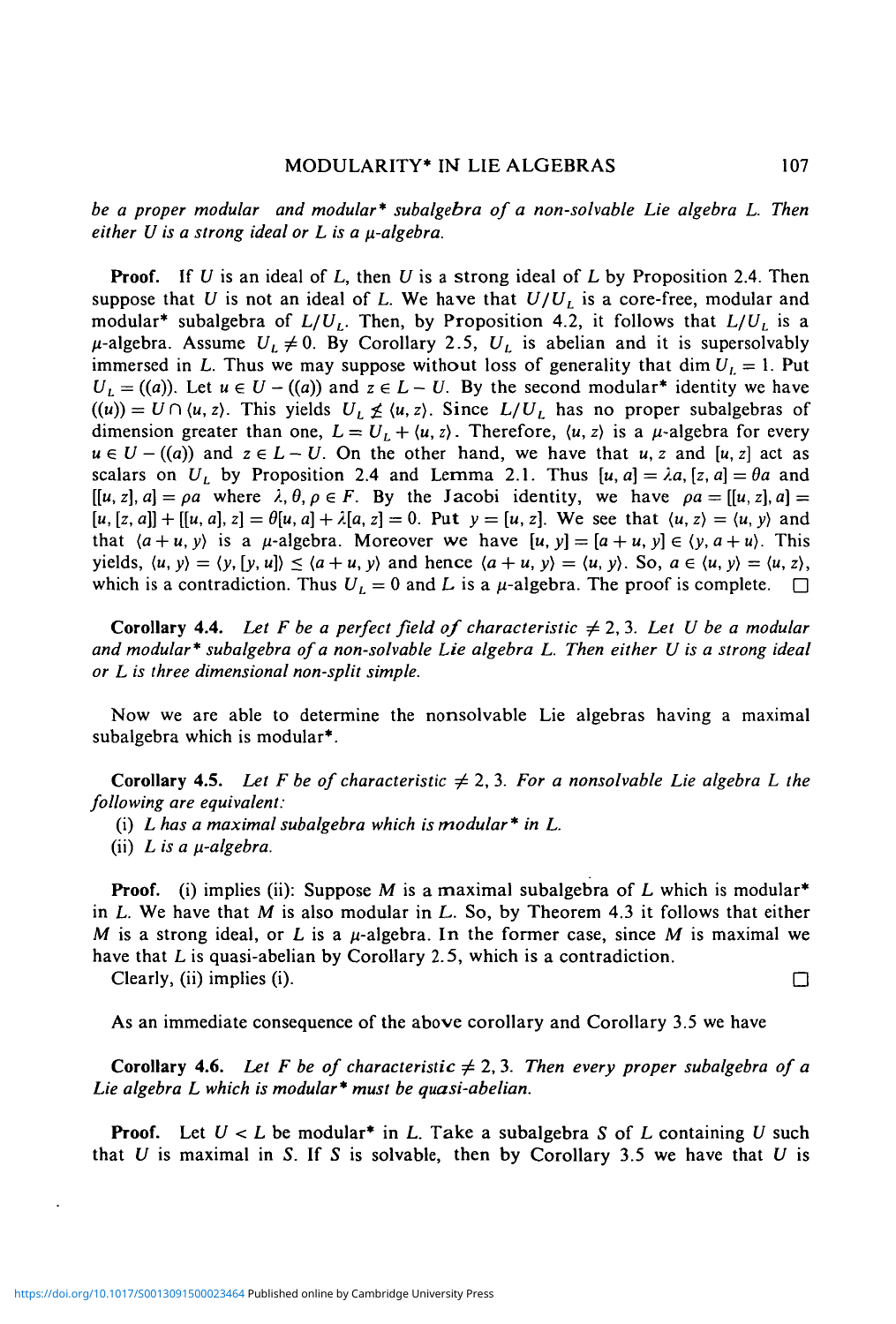*be a proper modular and modular\* subalgebra of a non-solvable Lie algebra $L$. Then either $U$ is a strong ideal or $L$ is a $\mu$-algebra.*

**Proof.** If $U$ is an ideal of $L$, then $U$ is a strong ideal of $L$ by Proposition 2.4. Then suppose that $U$ is not an ideal of $L$. We have that $U/U_L$ is a core-free, modular and modular\* subalgebra of $L/U_L$. Then, by Proposition 4.2, it follows that $L/U_L$ is a $\mu$-algebra. Assume $U_L \neq 0$. By Corollary 2.5, $U_L$ is abelian and it is supersolvably immersed in $L$. Thus we may suppose without loss of generality that $\dim U_L = 1$. Put $U_L = ((a))$. Let $u \in U - ((a))$ and $z \in L - U$. By the second modular\* identity we have $((u)) = U \cap \langle u, z \rangle$. This yields $U_L \not\leq \langle u, z \rangle$. Since $L/U_L$ has no proper subalgebras of dimension greater than one, $L = U_L + \langle u, z \rangle$. Therefore, $\langle u, z \rangle$ is a $\mu$-algebra for every $u \in U - ((a))$ and $z \in L - U$. On the other hand, we have that $u, z$ and $[u, z]$ act as scalars on $U_L$ by Proposition 2.4 and Lemma 2.1. Thus $[u, a] = \lambda a$, $[z, a] = \theta a$ and $[[u, z], a] = \rho a$ where $\lambda, \theta, \rho \in F$. By the Jacobi identity, we have $\rho a = [[u, z], a] = [u, [z, a]] + [[u, a], z] = \theta[u, a] + \lambda[a, z] = 0$. Put $y = [u, z]$. We see that $\langle u, z \rangle = \langle u, y \rangle$ and that $\langle a + u, y \rangle$ is a $\mu$-algebra. Moreover we have $[u, y] = [a + u, y] \in \langle y, a + u \rangle$. This yields, $\langle u, y \rangle = \langle y, [y, u] \rangle \leq \langle a + u, y \rangle$ and hence $\langle a + u, y \rangle = \langle u, y \rangle$. So, $a \in \langle u, y \rangle = \langle u, z \rangle$, which is a contradiction. Thus $U_L = 0$ and $L$ is a $\mu$-algebra. The proof is complete. □

**Corollary 4.4.** *Let $F$ be a perfect field of characteristic $\neq 2, 3$. Let $U$ be a modular and modular\* subalgebra of a non-solvable Lie algebra $L$. Then either $U$ is a strong ideal or $L$ is three dimensional non-split simple.*

Now we are able to determine the nonsolvable Lie algebras having a maximal subalgebra which is modular\*.

**Corollary 4.5.** *Let $F$ be of characteristic $\neq 2, 3$. For a nonsolvable Lie algebra $L$ the following are equivalent:*

(i) *$L$ has a maximal subalgebra which is modular\* in $L$.*

(ii) *$L$ is a $\mu$-algebra.*

**Proof.** (i) implies (ii): Suppose $M$ is a maximal subalgebra of $L$ which is modular\* in $L$. We have that $M$ is also modular in $L$. So, by Theorem 4.3 it follows that either $M$ is a strong ideal, or $L$ is a $\mu$-algebra. In the former case, since $M$ is maximal we have that $L$ is quasi-abelian by Corollary 2.5, which is a contradiction.

Clearly, (ii) implies (i). □

As an immediate consequence of the above corollary and Corollary 3.5 we have

**Corollary 4.6.** *Let $F$ be of characteristic $\neq 2, 3$. Then every proper subalgebra of a Lie algebra $L$ which is modular\* must be quasi-abelian.*

**Proof.** Let $U < L$ be modular\* in $L$. Take a subalgebra $S$ of $L$ containing $U$ such that $U$ is maximal in $S$. If $S$ is solvable, then by Corollary 3.5 we have that $U$ is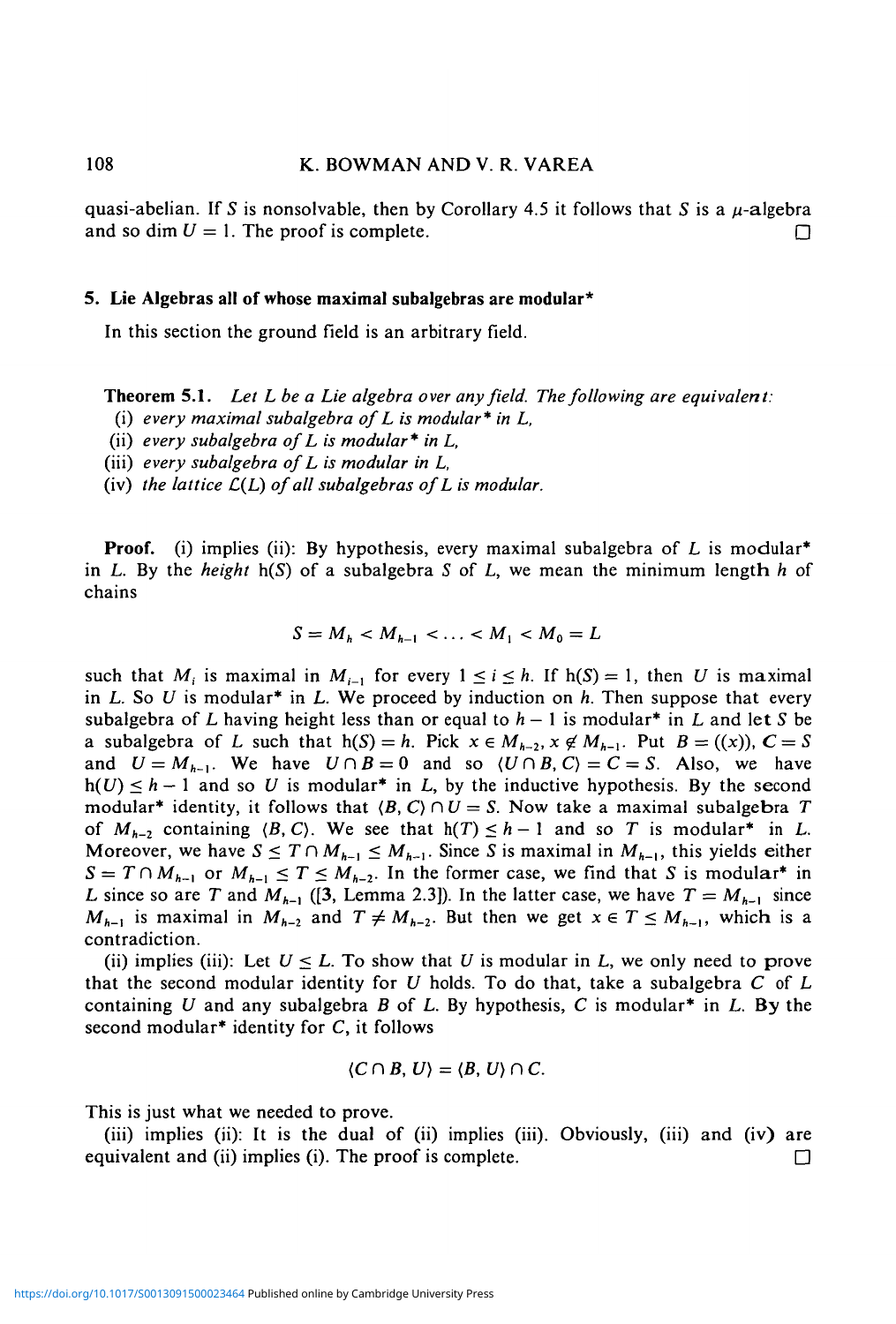quasi-abelian. If $S$ is nonsolvable, then by Corollary 4.5 it follows that $S$ is a $\mu$-algebra and so $\dim U = 1$. The proof is complete. $\square$

## 5. Lie Algebras all of whose maximal subalgebras are modular*

In this section the ground field is an arbitrary field.

**Theorem 5.1.** *Let $L$ be a Lie algebra over any field. The following are equivalent:*

(i) *every maximal subalgebra of $L$ is modular* in $L$,*

(ii) *every subalgebra of $L$ is modular* in $L$,*

(iii) *every subalgebra of $L$ is modular in $L$,*

(iv) *the lattice $\mathcal{L}(L)$ of all subalgebras of $L$ is modular.*

**Proof.** (i) implies (ii): By hypothesis, every maximal subalgebra of $L$ is modular* in $L$. By the *height* $h(S)$ of a subalgebra $S$ of $L$, we mean the minimum length $h$ of chains

$$S = M_h < M_{h-1} < \ldots < M_1 < M_0 = L$$

such that $M_i$ is maximal in $M_{i-1}$ for every $1 \leq i \leq h$. If $h(S) = 1$, then $U$ is maximal in $L$. So $U$ is modular* in $L$. We proceed by induction on $h$. Then suppose that every subalgebra of $L$ having height less than or equal to $h-1$ is modular* in $L$ and let $S$ be a subalgebra of $L$ such that $h(S) = h$. Pick $x \in M_{h-2}, x \notin M_{h-1}$. Put $B = ((x))$, $C = S$ and $U = M_{h-1}$. We have $U \cap B = 0$ and so $\langle U \cap B, C \rangle = C = S$. Also, we have $h(U) \leq h-1$ and so $U$ is modular* in $L$, by the inductive hypothesis. By the second modular* identity, it follows that $\langle B, C \rangle \cap U = S$. Now take a maximal subalgebra $T$ of $M_{h-2}$ containing $\langle B, C \rangle$. We see that $h(T) \leq h-1$ and so $T$ is modular* in $L$. Moreover, we have $S \leq T \cap M_{h-1} \leq M_{h-1}$. Since $S$ is maximal in $M_{h-1}$, this yields either $S = T \cap M_{h-1}$ or $M_{h-1} \leq T \leq M_{h-2}$. In the former case, we find that $S$ is modular* in $L$ since so are $T$ and $M_{h-1}$ ([3, Lemma 2.3]). In the latter case, we have $T = M_{h-1}$ since $M_{h-1}$ is maximal in $M_{h-2}$ and $T \neq M_{h-2}$. But then we get $x \in T \leq M_{h-1}$, which is a contradiction.

(ii) implies (iii): Let $U \leq L$. To show that $U$ is modular in $L$, we only need to prove that the second modular identity for $U$ holds. To do that, take a subalgebra $C$ of $L$ containing $U$ and any subalgebra $B$ of $L$. By hypothesis, $C$ is modular* in $L$. By the second modular* identity for $C$, it follows

$$\langle C \cap B, U \rangle = \langle B, U \rangle \cap C.$$

This is just what we needed to prove.

(iii) implies (ii): It is the dual of (ii) implies (iii). Obviously, (iii) and (iv) are equivalent and (ii) implies (i). The proof is complete. $\square$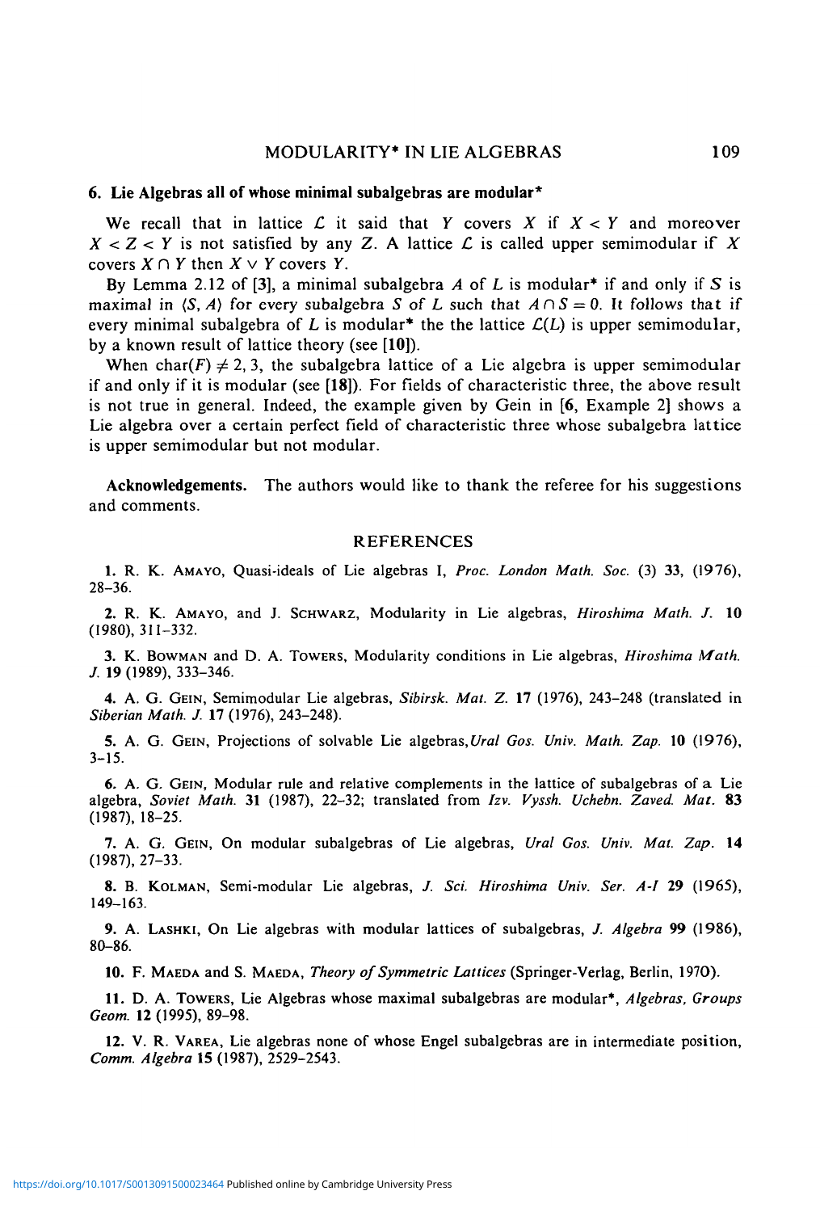## 6. Lie Algebras all of whose minimal subalgebras are modular*

We recall that in lattice $\mathcal{L}$ it said that $Y$ covers $X$ if $X < Y$ and moreover $X < Z < Y$ is not satisfied by any $Z$. A lattice $\mathcal{L}$ is called upper semimodular if $X$ covers $X \cap Y$ then $X \vee Y$ covers $Y$.

By Lemma 2.12 of **[3]**, a minimal subalgebra $A$ of $L$ is modular* if and only if $S$ is maximal in $\langle S, A \rangle$ for every subalgebra $S$ of $L$ such that $A \cap S = 0$. It follows that if every minimal subalgebra of $L$ is modular* the the lattice $\mathcal{L}(L)$ is upper semimodular, by a known result of lattice theory (see **[10]**).

When char$(F) \neq 2, 3$, the subalgebra lattice of a Lie algebra is upper semimodular if and only if it is modular (see **[18]**). For fields of characteristic three, the above result is not true in general. Indeed, the example given by Gein in **[6**, Example 2] shows a Lie algebra over a certain perfect field of characteristic three whose subalgebra lattice is upper semimodular but not modular.

**Acknowledgements.** The authors would like to thank the referee for his suggestions and comments.

## REFERENCES

1. R. K. Amayo, Quasi-ideals of Lie algebras I, *Proc. London Math. Soc.* (3) **33**, (1976), 28–36.

2. R. K. Amayo, and J. Schwarz, Modularity in Lie algebras, *Hiroshima Math. J.* **10** (1980), 311–332.

3. K. Bowman and D. A. Towers, Modularity conditions in Lie algebras, *Hiroshima Math. J.* **19** (1989), 333–346.

4. A. G. Gein, Semimodular Lie algebras, *Sibirsk. Mat. Z.* **17** (1976), 243–248 (translated in *Siberian Math. J.* **17** (1976), 243–248).

5. A. G. Gein, Projections of solvable Lie algebras, *Ural Gos. Univ. Math. Zap.* **10** (1976), 3–15.

6. A. G. Gein, Modular rule and relative complements in the lattice of subalgebras of a Lie algebra, *Soviet Math.* **31** (1987), 22–32; translated from *Izv. Vyssh. Uchebn. Zaved. Mat.* **83** (1987), 18–25.

7. A. G. Gein, On modular subalgebras of Lie algebras, *Ural Gos. Univ. Mat. Zap.* **14** (1987), 27–33.

8. B. Kolman, Semi-modular Lie algebras, *J. Sci. Hiroshima Univ. Ser. A-I* **29** (1965), 149–163.

9. A. Lashki, On Lie algebras with modular lattices of subalgebras, *J. Algebra* **99** (1986), 80–86.

10. F. Maeda and S. Maeda, *Theory of Symmetric Lattices* (Springer-Verlag, Berlin, 1970).

11. D. A. Towers, Lie Algebras whose maximal subalgebras are modular*, *Algebras, Groups Geom.* **12** (1995), 89–98.

12. V. R. Varea, Lie algebras none of whose Engel subalgebras are in intermediate position, *Comm. Algebra* **15** (1987), 2529–2543.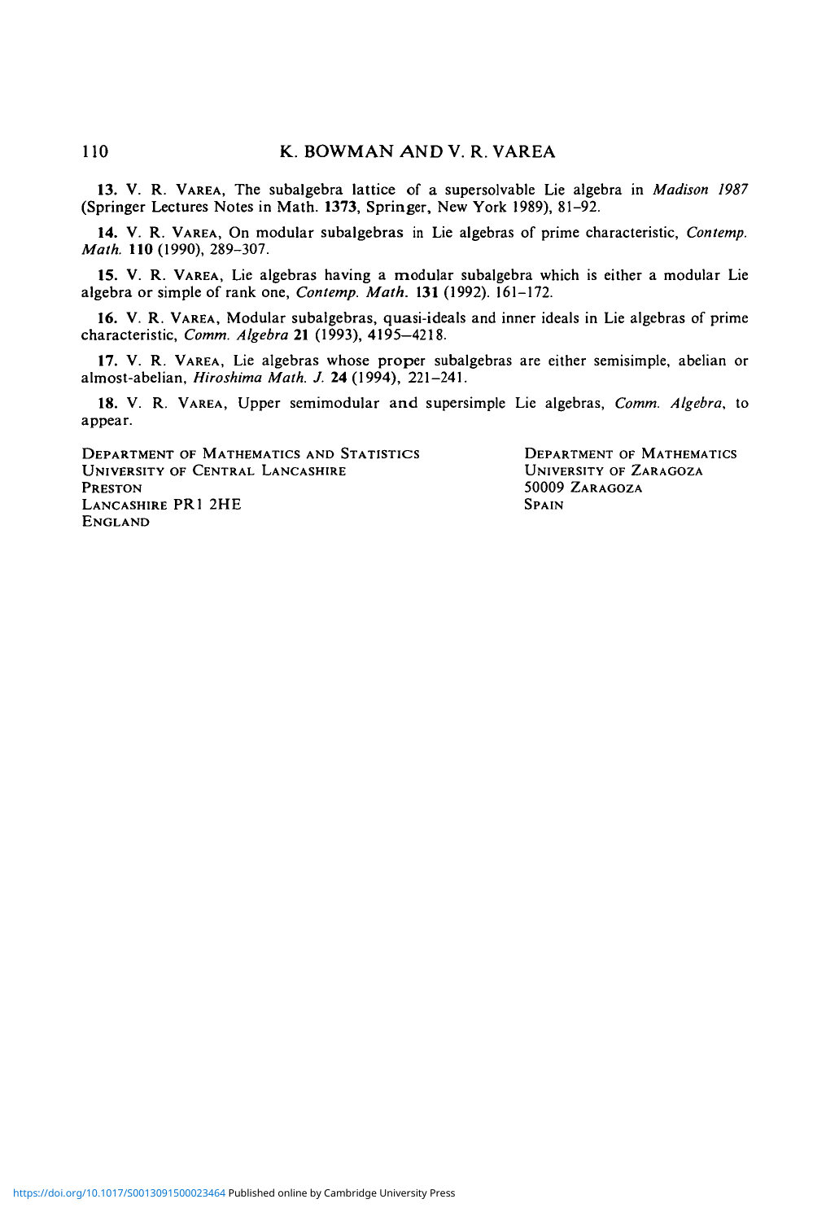**13.** V. R. Varea, The subalgebra lattice of a supersolvable Lie algebra in *Madison 1987* (Springer Lectures Notes in Math. **1373**, Springer, New York 1989), 81–92.

**14.** V. R. Varea, On modular subalgebras in Lie algebras of prime characteristic, *Contemp. Math.* **110** (1990), 289–307.

**15.** V. R. Varea, Lie algebras having a modular subalgebra which is either a modular Lie algebra or simple of rank one, *Contemp. Math.* **131** (1992). 161–172.

**16.** V. R. Varea, Modular subalgebras, quasi-ideals and inner ideals in Lie algebras of prime characteristic, *Comm. Algebra* **21** (1993), 4195–4218.

**17.** V. R. Varea, Lie algebras whose proper subalgebras are either semisimple, abelian or almost-abelian, *Hiroshima Math. J.* **24** (1994), 221–241.

**18.** V. R. Varea, Upper semimodular and supersimple Lie algebras, *Comm. Algebra*, to appear.

Department of Mathematics and Statistics
University of Central Lancashire
Preston
Lancashire PR1 2HE
England

Department of Mathematics
University of Zaragoza
50009 Zaragoza
Spain